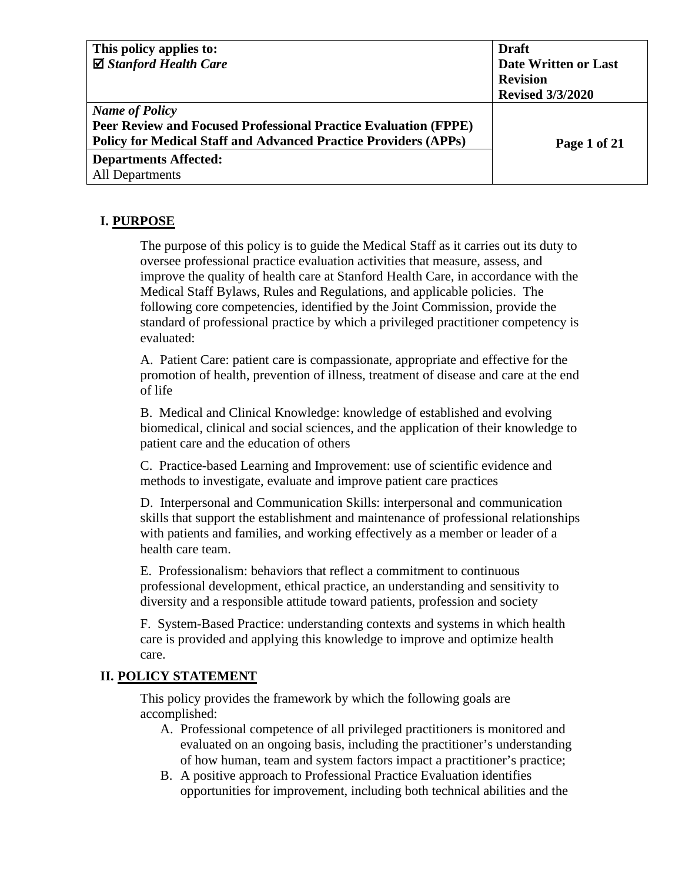| This policy applies to:<br>☑ *Stanford Health Care* | **Draft**<br>**Date Written or Last Revision**<br>**Revised 3/3/2020** |
|---|---|
| ***Name of Policy***<br>**Peer Review and Focused Professional Practice Evaluation (FPPE) Policy for Medical Staff and Advanced Practice Providers (APPs)** | |
| **Departments Affected:**<br>All Departments | |

## I. PURPOSE

The purpose of this policy is to guide the Medical Staff as it carries out its duty to oversee professional practice evaluation activities that measure, assess, and improve the quality of health care at Stanford Health Care, in accordance with the Medical Staff Bylaws, Rules and Regulations, and applicable policies. The following core competencies, identified by the Joint Commission, provide the standard of professional practice by which a privileged practitioner competency is evaluated:

A. Patient Care: patient care is compassionate, appropriate and effective for the promotion of health, prevention of illness, treatment of disease and care at the end of life

B. Medical and Clinical Knowledge: knowledge of established and evolving biomedical, clinical and social sciences, and the application of their knowledge to patient care and the education of others

C. Practice-based Learning and Improvement: use of scientific evidence and methods to investigate, evaluate and improve patient care practices

D. Interpersonal and Communication Skills: interpersonal and communication skills that support the establishment and maintenance of professional relationships with patients and families, and working effectively as a member or leader of a health care team.

E. Professionalism: behaviors that reflect a commitment to continuous professional development, ethical practice, an understanding and sensitivity to diversity and a responsible attitude toward patients, profession and society

F. System-Based Practice: understanding contexts and systems in which health care is provided and applying this knowledge to improve and optimize health care.

## II. POLICY STATEMENT

This policy provides the framework by which the following goals are accomplished:

A. Professional competence of all privileged practitioners is monitored and evaluated on an ongoing basis, including the practitioner's understanding of how human, team and system factors impact a practitioner's practice;
B. A positive approach to Professional Practice Evaluation identifies opportunities for improvement, including both technical abilities and the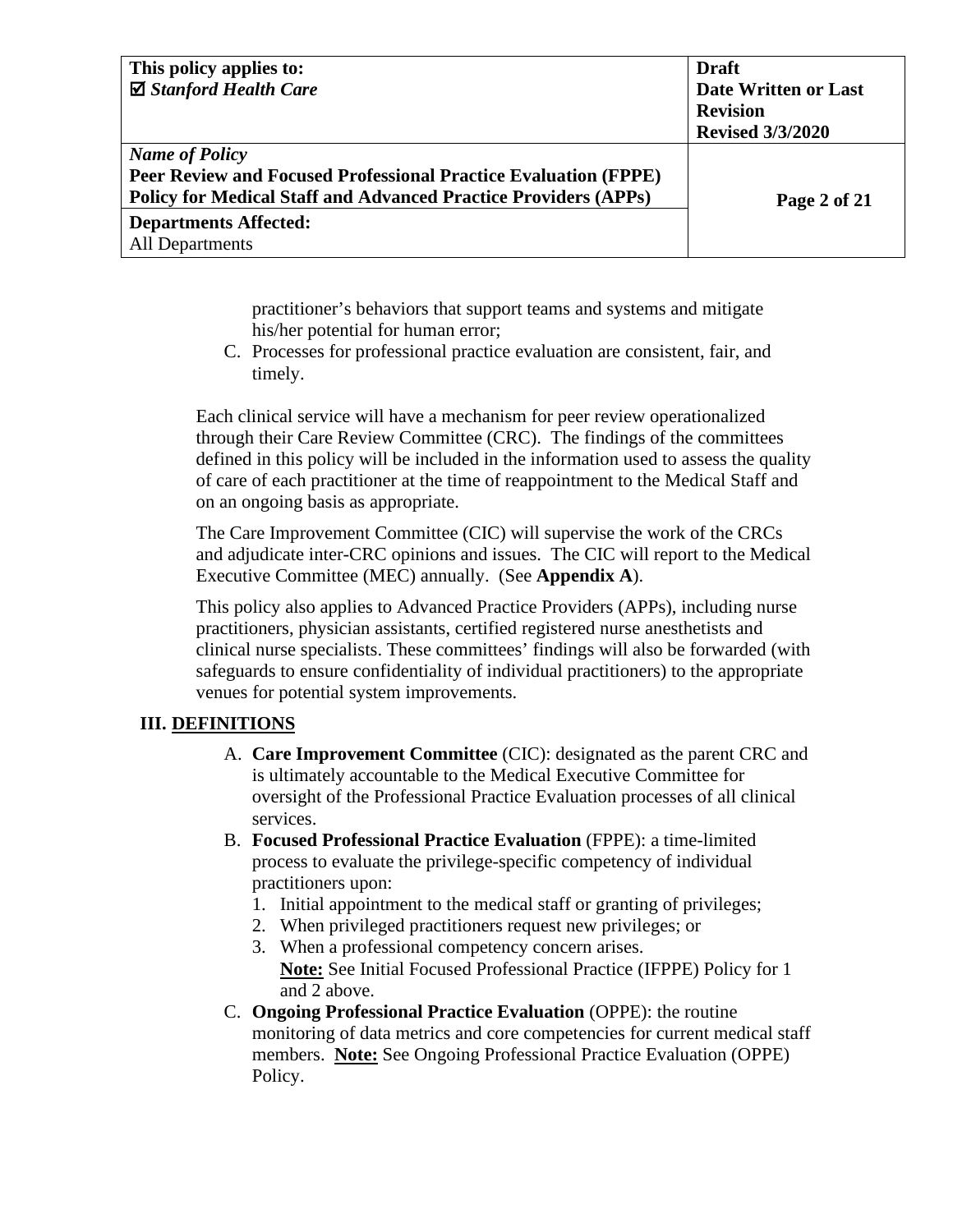practitioner's behaviors that support teams and systems and mitigate his/her potential for human error;

C. Processes for professional practice evaluation are consistent, fair, and timely.

Each clinical service will have a mechanism for peer review operationalized through their Care Review Committee (CRC). The findings of the committees defined in this policy will be included in the information used to assess the quality of care of each practitioner at the time of reappointment to the Medical Staff and on an ongoing basis as appropriate.

The Care Improvement Committee (CIC) will supervise the work of the CRCs and adjudicate inter-CRC opinions and issues. The CIC will report to the Medical Executive Committee (MEC) annually. (See **Appendix A**).

This policy also applies to Advanced Practice Providers (APPs), including nurse practitioners, physician assistants, certified registered nurse anesthetists and clinical nurse specialists. These committees' findings will also be forwarded (with safeguards to ensure confidentiality of individual practitioners) to the appropriate venues for potential system improvements.

## III. DEFINITIONS

A. **Care Improvement Committee** (CIC): designated as the parent CRC and is ultimately accountable to the Medical Executive Committee for oversight of the Professional Practice Evaluation processes of all clinical services.

B. **Focused Professional Practice Evaluation** (FPPE): a time-limited process to evaluate the privilege-specific competency of individual practitioners upon:
   1. Initial appointment to the medical staff or granting of privileges;
   2. When privileged practitioners request new privileges; or
   3. When a professional competency concern arises.
      **Note:** See Initial Focused Professional Practice (IFPPE) Policy for 1 and 2 above.

C. **Ongoing Professional Practice Evaluation** (OPPE): the routine monitoring of data metrics and core competencies for current medical staff members. **Note:** See Ongoing Professional Practice Evaluation (OPPE) Policy.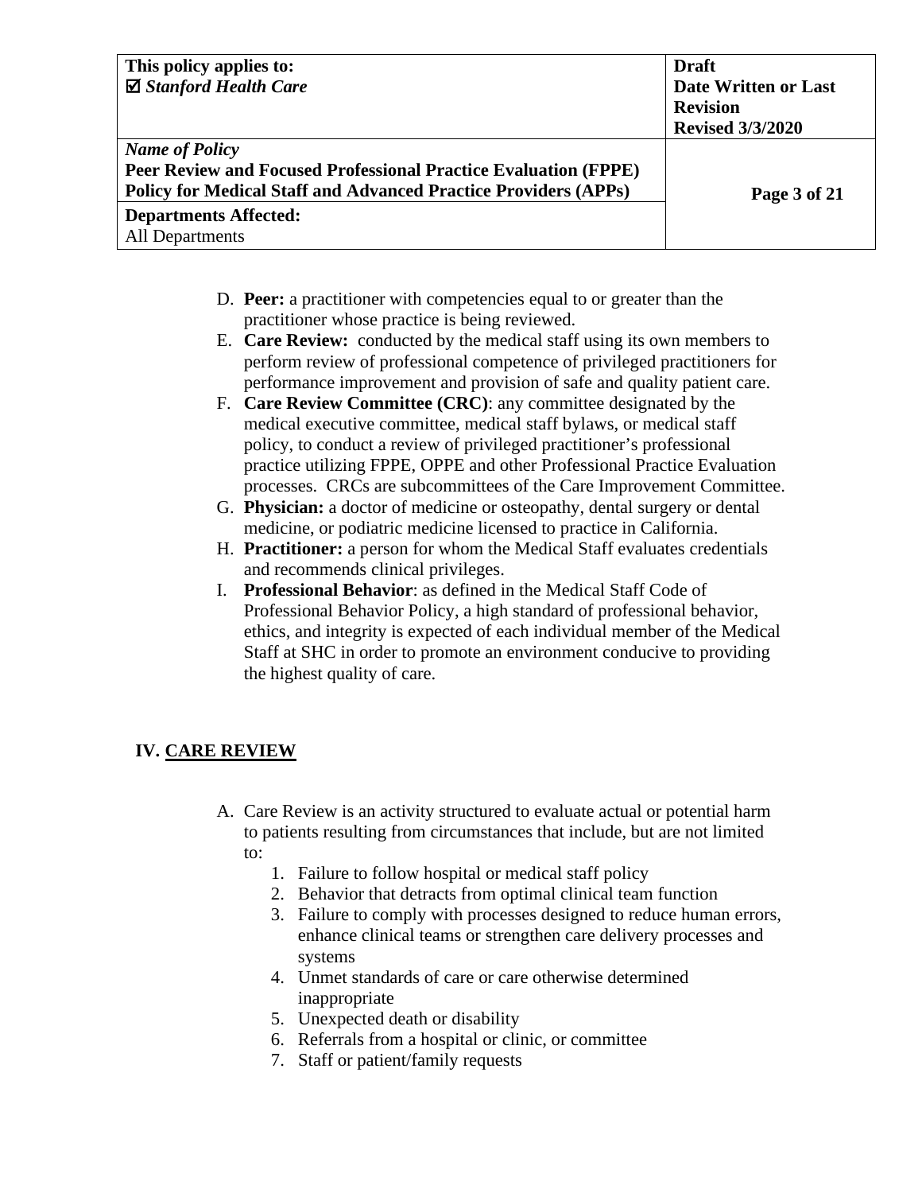D. **Peer:** a practitioner with competencies equal to or greater than the practitioner whose practice is being reviewed.

E. **Care Review:** conducted by the medical staff using its own members to perform review of professional competence of privileged practitioners for performance improvement and provision of safe and quality patient care.

F. **Care Review Committee (CRC)**: any committee designated by the medical executive committee, medical staff bylaws, or medical staff policy, to conduct a review of privileged practitioner's professional practice utilizing FPPE, OPPE and other Professional Practice Evaluation processes. CRCs are subcommittees of the Care Improvement Committee.

G. **Physician:** a doctor of medicine or osteopathy, dental surgery or dental medicine, or podiatric medicine licensed to practice in California.

H. **Practitioner:** a person for whom the Medical Staff evaluates credentials and recommends clinical privileges.

I. **Professional Behavior**: as defined in the Medical Staff Code of Professional Behavior Policy, a high standard of professional behavior, ethics, and integrity is expected of each individual member of the Medical Staff at SHC in order to promote an environment conducive to providing the highest quality of care.

## IV. CARE REVIEW

A. Care Review is an activity structured to evaluate actual or potential harm to patients resulting from circumstances that include, but are not limited to:

1. Failure to follow hospital or medical staff policy
2. Behavior that detracts from optimal clinical team function
3. Failure to comply with processes designed to reduce human errors, enhance clinical teams or strengthen care delivery processes and systems
4. Unmet standards of care or care otherwise determined inappropriate
5. Unexpected death or disability
6. Referrals from a hospital or clinic, or committee
7. Staff or patient/family requests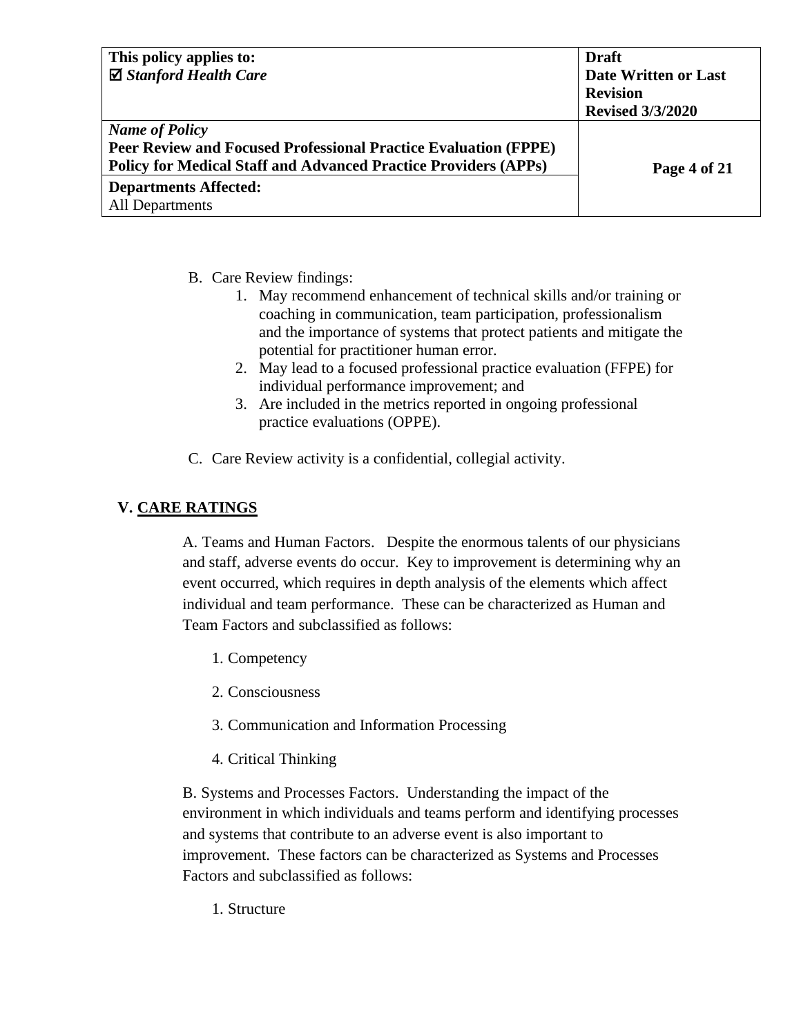B. Care Review findings:

1. May recommend enhancement of technical skills and/or training or coaching in communication, team participation, professionalism and the importance of systems that protect patients and mitigate the potential for practitioner human error.
2. May lead to a focused professional practice evaluation (FFPE) for individual performance improvement; and
3. Are included in the metrics reported in ongoing professional practice evaluations (OPPE).

C. Care Review activity is a confidential, collegial activity.

## V. CARE RATINGS

A. Teams and Human Factors. Despite the enormous talents of our physicians and staff, adverse events do occur. Key to improvement is determining why an event occurred, which requires in depth analysis of the elements which affect individual and team performance. These can be characterized as Human and Team Factors and subclassified as follows:

1. Competency
2. Consciousness
3. Communication and Information Processing
4. Critical Thinking

B. Systems and Processes Factors. Understanding the impact of the environment in which individuals and teams perform and identifying processes and systems that contribute to an adverse event is also important to improvement. These factors can be characterized as Systems and Processes Factors and subclassified as follows:

1. Structure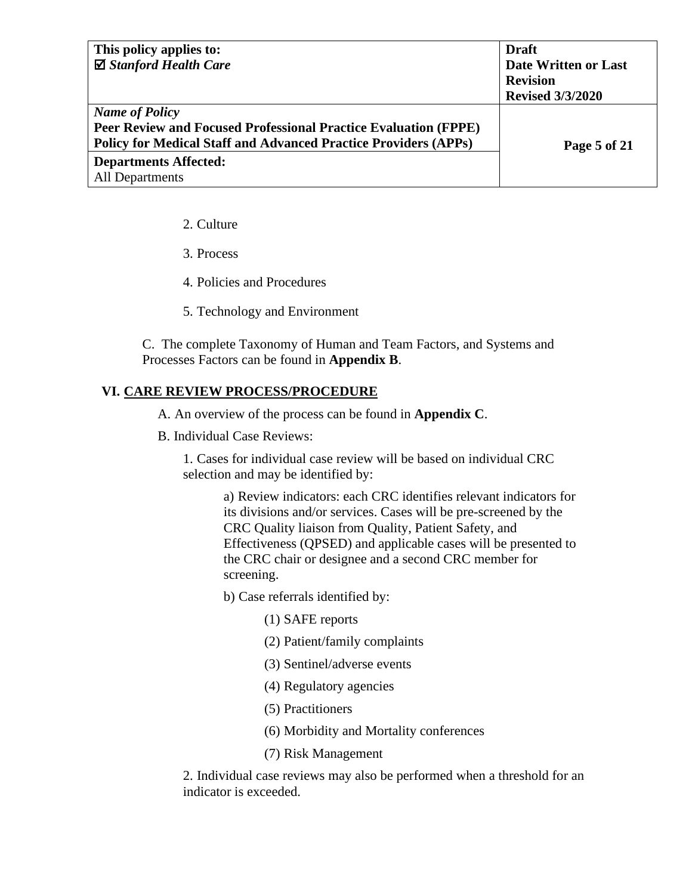2. Culture

3. Process

4. Policies and Procedures

5. Technology and Environment

C. The complete Taxonomy of Human and Team Factors, and Systems and Processes Factors can be found in **Appendix B**.

## VI. CARE REVIEW PROCESS/PROCEDURE

A. An overview of the process can be found in **Appendix C**.

B. Individual Case Reviews:

1. Cases for individual case review will be based on individual CRC selection and may be identified by:

a) Review indicators: each CRC identifies relevant indicators for its divisions and/or services. Cases will be pre-screened by the CRC Quality liaison from Quality, Patient Safety, and Effectiveness (QPSED) and applicable cases will be presented to the CRC chair or designee and a second CRC member for screening.

b) Case referrals identified by:

(1) SAFE reports

(2) Patient/family complaints

(3) Sentinel/adverse events

(4) Regulatory agencies

(5) Practitioners

(6) Morbidity and Mortality conferences

(7) Risk Management

2. Individual case reviews may also be performed when a threshold for an indicator is exceeded.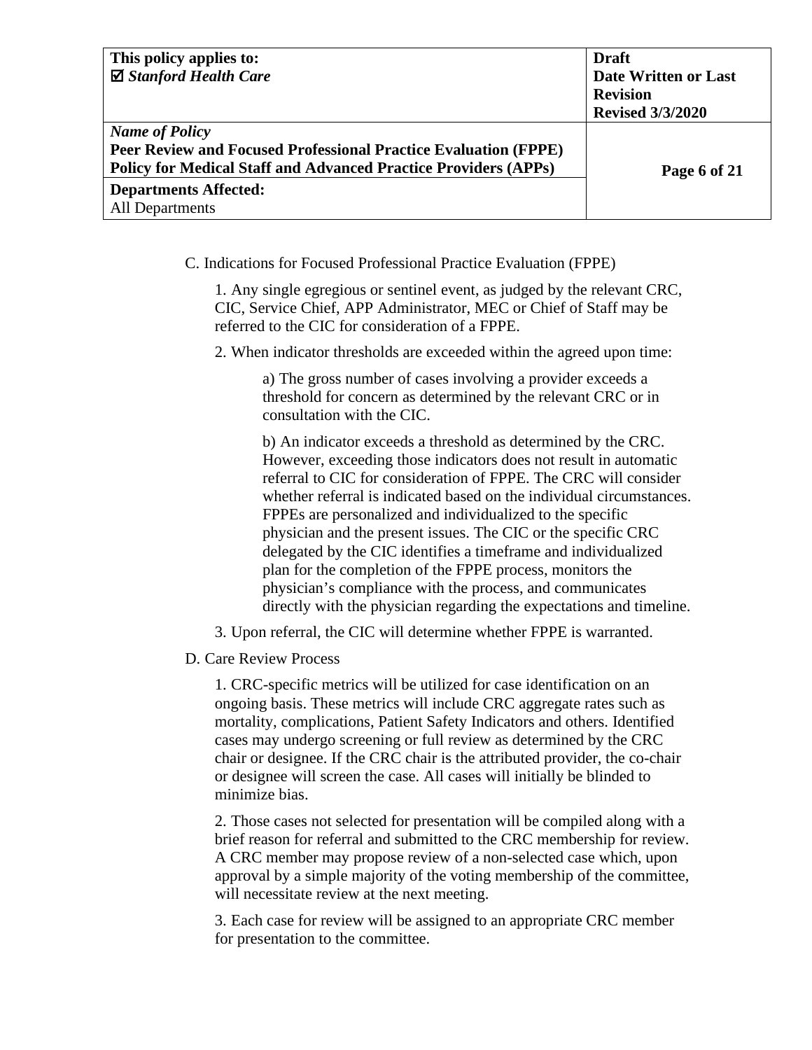C. Indications for Focused Professional Practice Evaluation (FPPE)

1. Any single egregious or sentinel event, as judged by the relevant CRC, CIC, Service Chief, APP Administrator, MEC or Chief of Staff may be referred to the CIC for consideration of a FPPE.

2. When indicator thresholds are exceeded within the agreed upon time:

a) The gross number of cases involving a provider exceeds a threshold for concern as determined by the relevant CRC or in consultation with the CIC.

b) An indicator exceeds a threshold as determined by the CRC. However, exceeding those indicators does not result in automatic referral to CIC for consideration of FPPE. The CRC will consider whether referral is indicated based on the individual circumstances. FPPEs are personalized and individualized to the specific physician and the present issues. The CIC or the specific CRC delegated by the CIC identifies a timeframe and individualized plan for the completion of the FPPE process, monitors the physician's compliance with the process, and communicates directly with the physician regarding the expectations and timeline.

3. Upon referral, the CIC will determine whether FPPE is warranted.

D. Care Review Process

1. CRC-specific metrics will be utilized for case identification on an ongoing basis. These metrics will include CRC aggregate rates such as mortality, complications, Patient Safety Indicators and others. Identified cases may undergo screening or full review as determined by the CRC chair or designee. If the CRC chair is the attributed provider, the co-chair or designee will screen the case. All cases will initially be blinded to minimize bias.

2. Those cases not selected for presentation will be compiled along with a brief reason for referral and submitted to the CRC membership for review. A CRC member may propose review of a non-selected case which, upon approval by a simple majority of the voting membership of the committee, will necessitate review at the next meeting.

3. Each case for review will be assigned to an appropriate CRC member for presentation to the committee.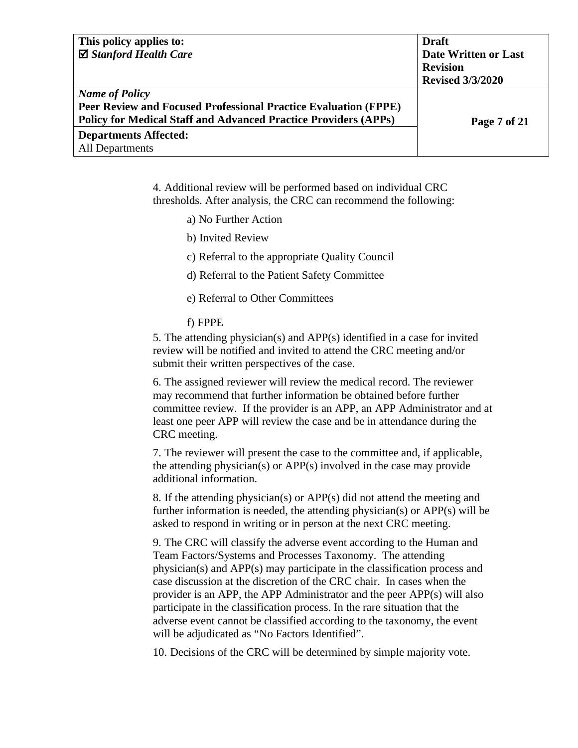4. Additional review will be performed based on individual CRC thresholds. After analysis, the CRC can recommend the following:

a) No Further Action

b) Invited Review

c) Referral to the appropriate Quality Council

d) Referral to the Patient Safety Committee

e) Referral to Other Committees

f) FPPE

5. The attending physician(s) and APP(s) identified in a case for invited review will be notified and invited to attend the CRC meeting and/or submit their written perspectives of the case.

6. The assigned reviewer will review the medical record. The reviewer may recommend that further information be obtained before further committee review. If the provider is an APP, an APP Administrator and at least one peer APP will review the case and be in attendance during the CRC meeting.

7. The reviewer will present the case to the committee and, if applicable, the attending physician(s) or APP(s) involved in the case may provide additional information.

8. If the attending physician(s) or APP(s) did not attend the meeting and further information is needed, the attending physician(s) or APP(s) will be asked to respond in writing or in person at the next CRC meeting.

9. The CRC will classify the adverse event according to the Human and Team Factors/Systems and Processes Taxonomy. The attending physician(s) and APP(s) may participate in the classification process and case discussion at the discretion of the CRC chair. In cases when the provider is an APP, the APP Administrator and the peer APP(s) will also participate in the classification process. In the rare situation that the adverse event cannot be classified according to the taxonomy, the event will be adjudicated as "No Factors Identified".

10. Decisions of the CRC will be determined by simple majority vote.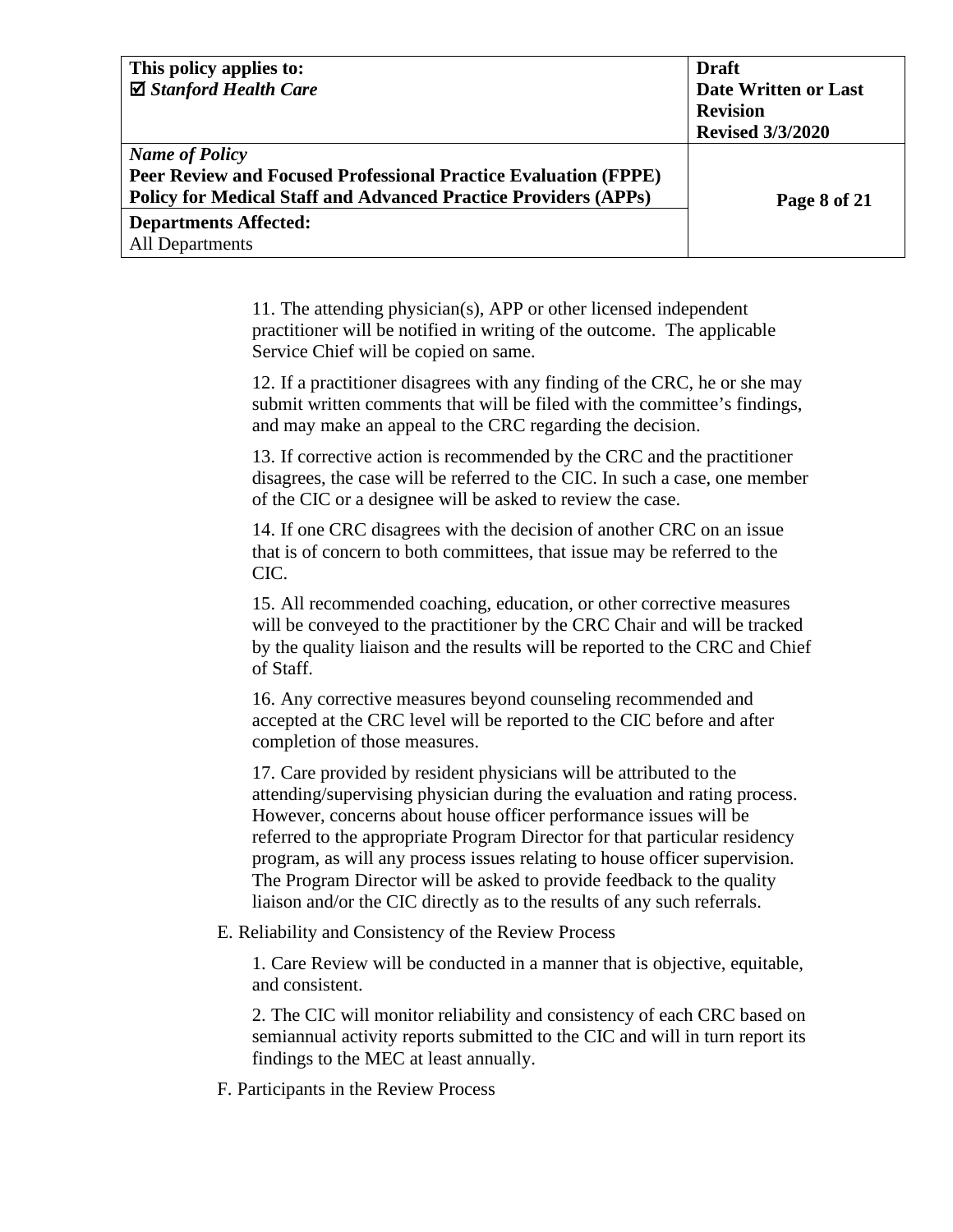11. The attending physician(s), APP or other licensed independent practitioner will be notified in writing of the outcome. The applicable Service Chief will be copied on same.

12. If a practitioner disagrees with any finding of the CRC, he or she may submit written comments that will be filed with the committee's findings, and may make an appeal to the CRC regarding the decision.

13. If corrective action is recommended by the CRC and the practitioner disagrees, the case will be referred to the CIC. In such a case, one member of the CIC or a designee will be asked to review the case.

14. If one CRC disagrees with the decision of another CRC on an issue that is of concern to both committees, that issue may be referred to the CIC.

15. All recommended coaching, education, or other corrective measures will be conveyed to the practitioner by the CRC Chair and will be tracked by the quality liaison and the results will be reported to the CRC and Chief of Staff.

16. Any corrective measures beyond counseling recommended and accepted at the CRC level will be reported to the CIC before and after completion of those measures.

17. Care provided by resident physicians will be attributed to the attending/supervising physician during the evaluation and rating process. However, concerns about house officer performance issues will be referred to the appropriate Program Director for that particular residency program, as will any process issues relating to house officer supervision. The Program Director will be asked to provide feedback to the quality liaison and/or the CIC directly as to the results of any such referrals.

E. Reliability and Consistency of the Review Process

1. Care Review will be conducted in a manner that is objective, equitable, and consistent.

2. The CIC will monitor reliability and consistency of each CRC based on semiannual activity reports submitted to the CIC and will in turn report its findings to the MEC at least annually.

F. Participants in the Review Process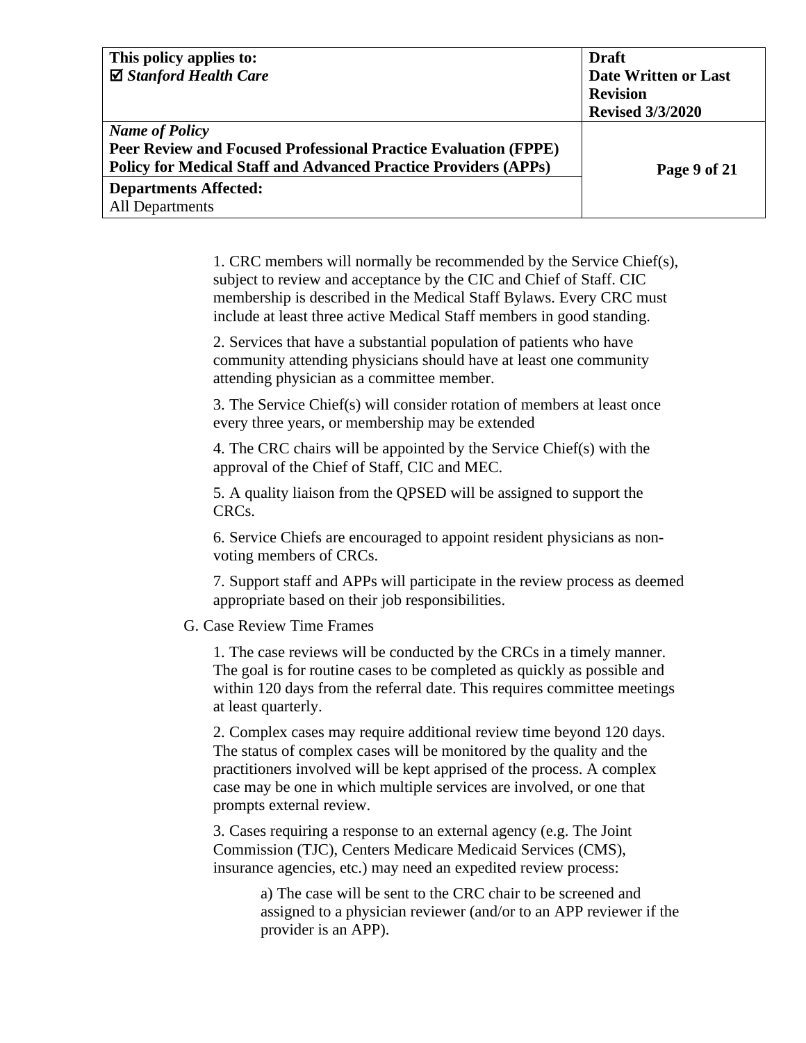1. CRC members will normally be recommended by the Service Chief(s), subject to review and acceptance by the CIC and Chief of Staff. CIC membership is described in the Medical Staff Bylaws. Every CRC must include at least three active Medical Staff members in good standing.

2. Services that have a substantial population of patients who have community attending physicians should have at least one community attending physician as a committee member.

3. The Service Chief(s) will consider rotation of members at least once every three years, or membership may be extended

4. The CRC chairs will be appointed by the Service Chief(s) with the approval of the Chief of Staff, CIC and MEC.

5. A quality liaison from the QPSED will be assigned to support the CRCs.

6. Service Chiefs are encouraged to appoint resident physicians as non-voting members of CRCs.

7. Support staff and APPs will participate in the review process as deemed appropriate based on their job responsibilities.

G. Case Review Time Frames

1. The case reviews will be conducted by the CRCs in a timely manner. The goal is for routine cases to be completed as quickly as possible and within 120 days from the referral date. This requires committee meetings at least quarterly.

2. Complex cases may require additional review time beyond 120 days. The status of complex cases will be monitored by the quality and the practitioners involved will be kept apprised of the process. A complex case may be one in which multiple services are involved, or one that prompts external review.

3. Cases requiring a response to an external agency (e.g. The Joint Commission (TJC), Centers Medicare Medicaid Services (CMS), insurance agencies, etc.) may need an expedited review process:

   a) The case will be sent to the CRC chair to be screened and assigned to a physician reviewer (and/or to an APP reviewer if the provider is an APP).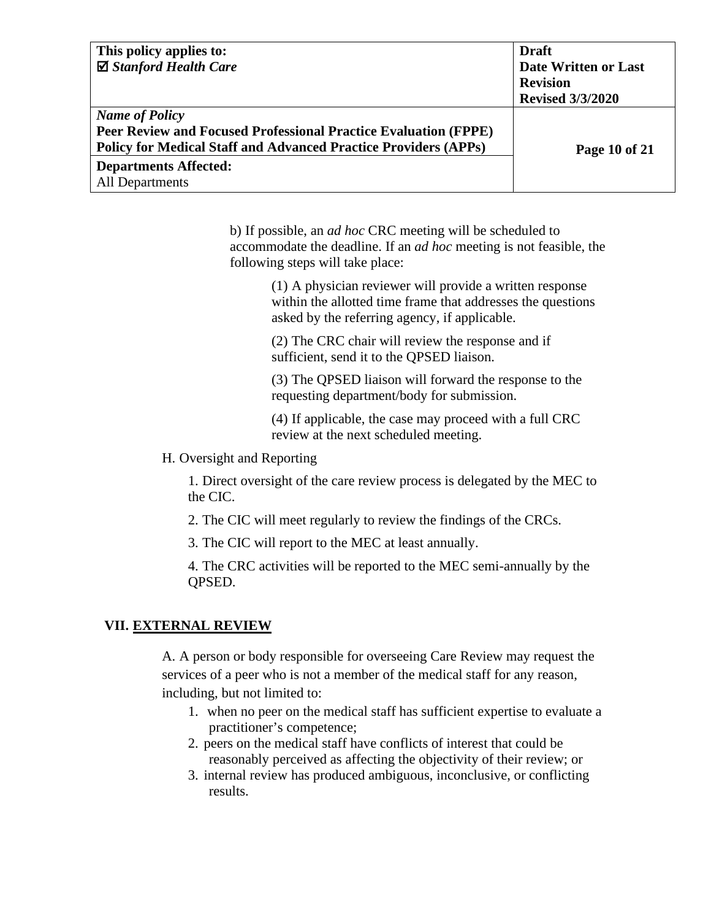b) If possible, an *ad hoc* CRC meeting will be scheduled to accommodate the deadline. If an *ad hoc* meeting is not feasible, the following steps will take place:

(1) A physician reviewer will provide a written response within the allotted time frame that addresses the questions asked by the referring agency, if applicable.

(2) The CRC chair will review the response and if sufficient, send it to the QPSED liaison.

(3) The QPSED liaison will forward the response to the requesting department/body for submission.

(4) If applicable, the case may proceed with a full CRC review at the next scheduled meeting.

H. Oversight and Reporting

1. Direct oversight of the care review process is delegated by the MEC to the CIC.

2. The CIC will meet regularly to review the findings of the CRCs.

3. The CIC will report to the MEC at least annually.

4. The CRC activities will be reported to the MEC semi-annually by the QPSED.

## VII. EXTERNAL REVIEW

A. A person or body responsible for overseeing Care Review may request the services of a peer who is not a member of the medical staff for any reason, including, but not limited to:

1. when no peer on the medical staff has sufficient expertise to evaluate a practitioner's competence;
2. peers on the medical staff have conflicts of interest that could be reasonably perceived as affecting the objectivity of their review; or
3. internal review has produced ambiguous, inconclusive, or conflicting results.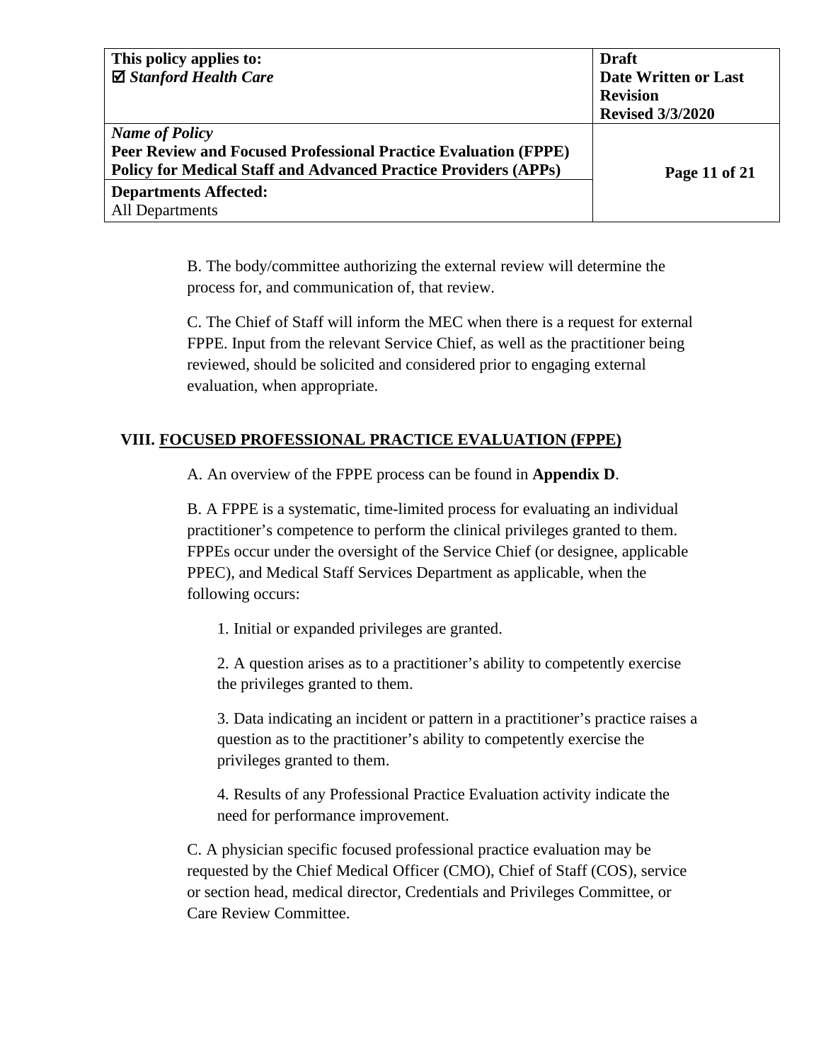B. The body/committee authorizing the external review will determine the process for, and communication of, that review.

C. The Chief of Staff will inform the MEC when there is a request for external FPPE. Input from the relevant Service Chief, as well as the practitioner being reviewed, should be solicited and considered prior to engaging external evaluation, when appropriate.

## VIII. FOCUSED PROFESSIONAL PRACTICE EVALUATION (FPPE)

A. An overview of the FPPE process can be found in **Appendix D**.

B. A FPPE is a systematic, time-limited process for evaluating an individual practitioner's competence to perform the clinical privileges granted to them. FPPEs occur under the oversight of the Service Chief (or designee, applicable PPEC), and Medical Staff Services Department as applicable, when the following occurs:

1. Initial or expanded privileges are granted.

2. A question arises as to a practitioner's ability to competently exercise the privileges granted to them.

3. Data indicating an incident or pattern in a practitioner's practice raises a question as to the practitioner's ability to competently exercise the privileges granted to them.

4. Results of any Professional Practice Evaluation activity indicate the need for performance improvement.

C. A physician specific focused professional practice evaluation may be requested by the Chief Medical Officer (CMO), Chief of Staff (COS), service or section head, medical director, Credentials and Privileges Committee, or Care Review Committee.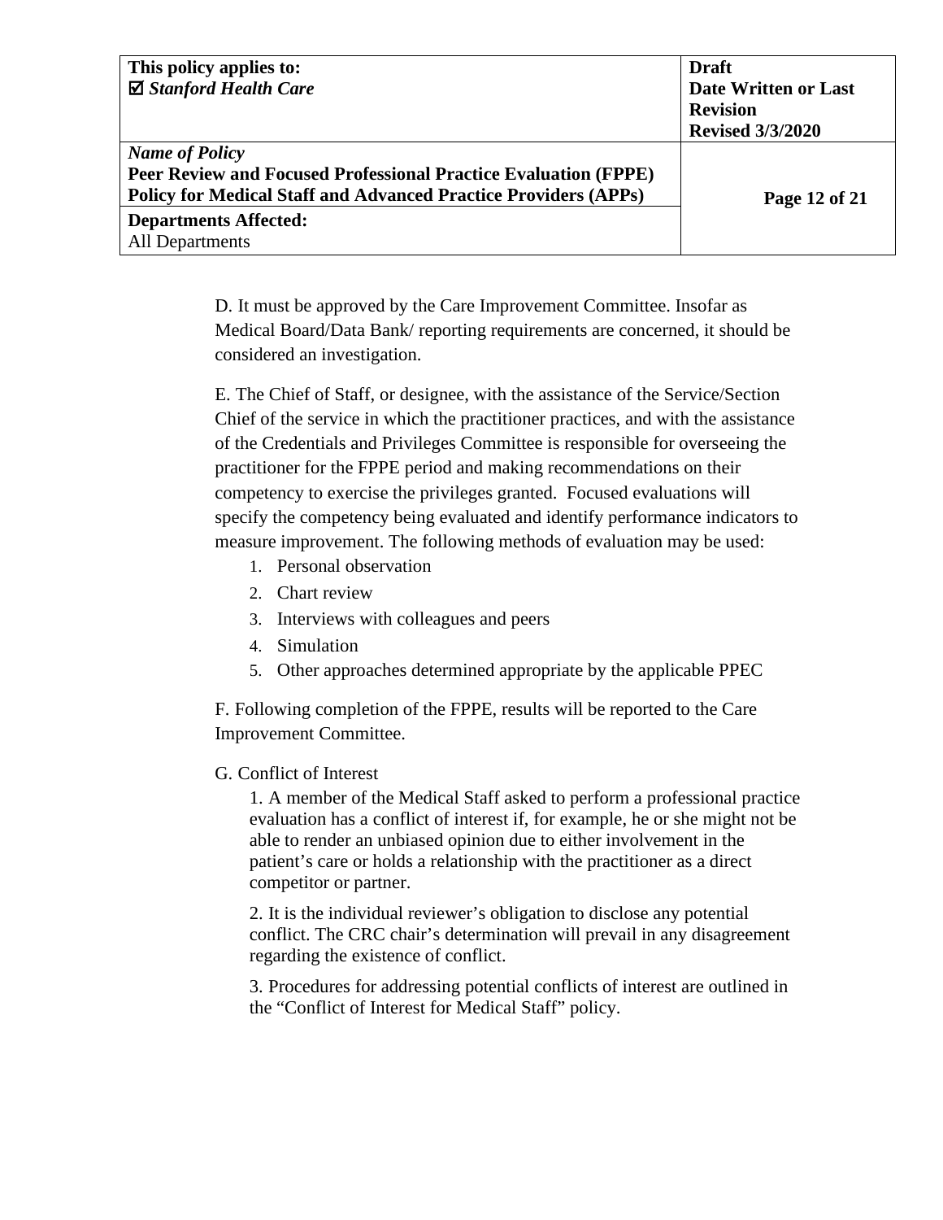D. It must be approved by the Care Improvement Committee. Insofar as Medical Board/Data Bank/ reporting requirements are concerned, it should be considered an investigation.

E. The Chief of Staff, or designee, with the assistance of the Service/Section Chief of the service in which the practitioner practices, and with the assistance of the Credentials and Privileges Committee is responsible for overseeing the practitioner for the FPPE period and making recommendations on their competency to exercise the privileges granted. Focused evaluations will specify the competency being evaluated and identify performance indicators to measure improvement. The following methods of evaluation may be used:

1. Personal observation
2. Chart review
3. Interviews with colleagues and peers
4. Simulation
5. Other approaches determined appropriate by the applicable PPEC

F. Following completion of the FPPE, results will be reported to the Care Improvement Committee.

G. Conflict of Interest

1. A member of the Medical Staff asked to perform a professional practice evaluation has a conflict of interest if, for example, he or she might not be able to render an unbiased opinion due to either involvement in the patient's care or holds a relationship with the practitioner as a direct competitor or partner.

2. It is the individual reviewer's obligation to disclose any potential conflict. The CRC chair's determination will prevail in any disagreement regarding the existence of conflict.

3. Procedures for addressing potential conflicts of interest are outlined in the "Conflict of Interest for Medical Staff" policy.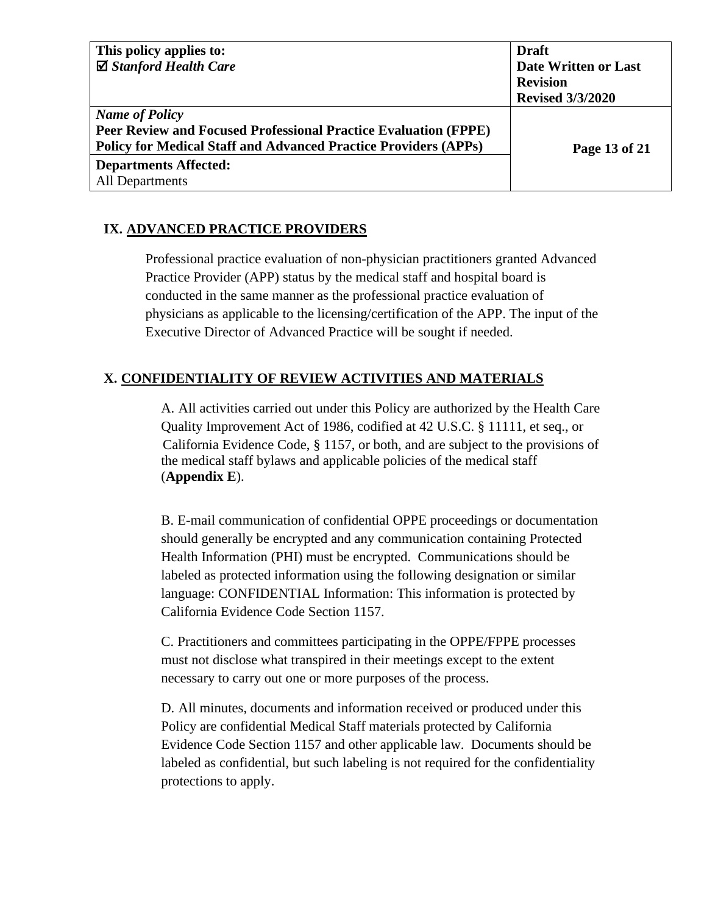## IX. ADVANCED PRACTICE PROVIDERS

Professional practice evaluation of non-physician practitioners granted Advanced Practice Provider (APP) status by the medical staff and hospital board is conducted in the same manner as the professional practice evaluation of physicians as applicable to the licensing/certification of the APP. The input of the Executive Director of Advanced Practice will be sought if needed.

## X. CONFIDENTIALITY OF REVIEW ACTIVITIES AND MATERIALS

A. All activities carried out under this Policy are authorized by the Health Care Quality Improvement Act of 1986, codified at 42 U.S.C. § 11111, et seq., or California Evidence Code, § 1157, or both, and are subject to the provisions of the medical staff bylaws and applicable policies of the medical staff (**Appendix E**).

B. E-mail communication of confidential OPPE proceedings or documentation should generally be encrypted and any communication containing Protected Health Information (PHI) must be encrypted. Communications should be labeled as protected information using the following designation or similar language: CONFIDENTIAL Information: This information is protected by California Evidence Code Section 1157.

C. Practitioners and committees participating in the OPPE/FPPE processes must not disclose what transpired in their meetings except to the extent necessary to carry out one or more purposes of the process.

D. All minutes, documents and information received or produced under this Policy are confidential Medical Staff materials protected by California Evidence Code Section 1157 and other applicable law. Documents should be labeled as confidential, but such labeling is not required for the confidentiality protections to apply.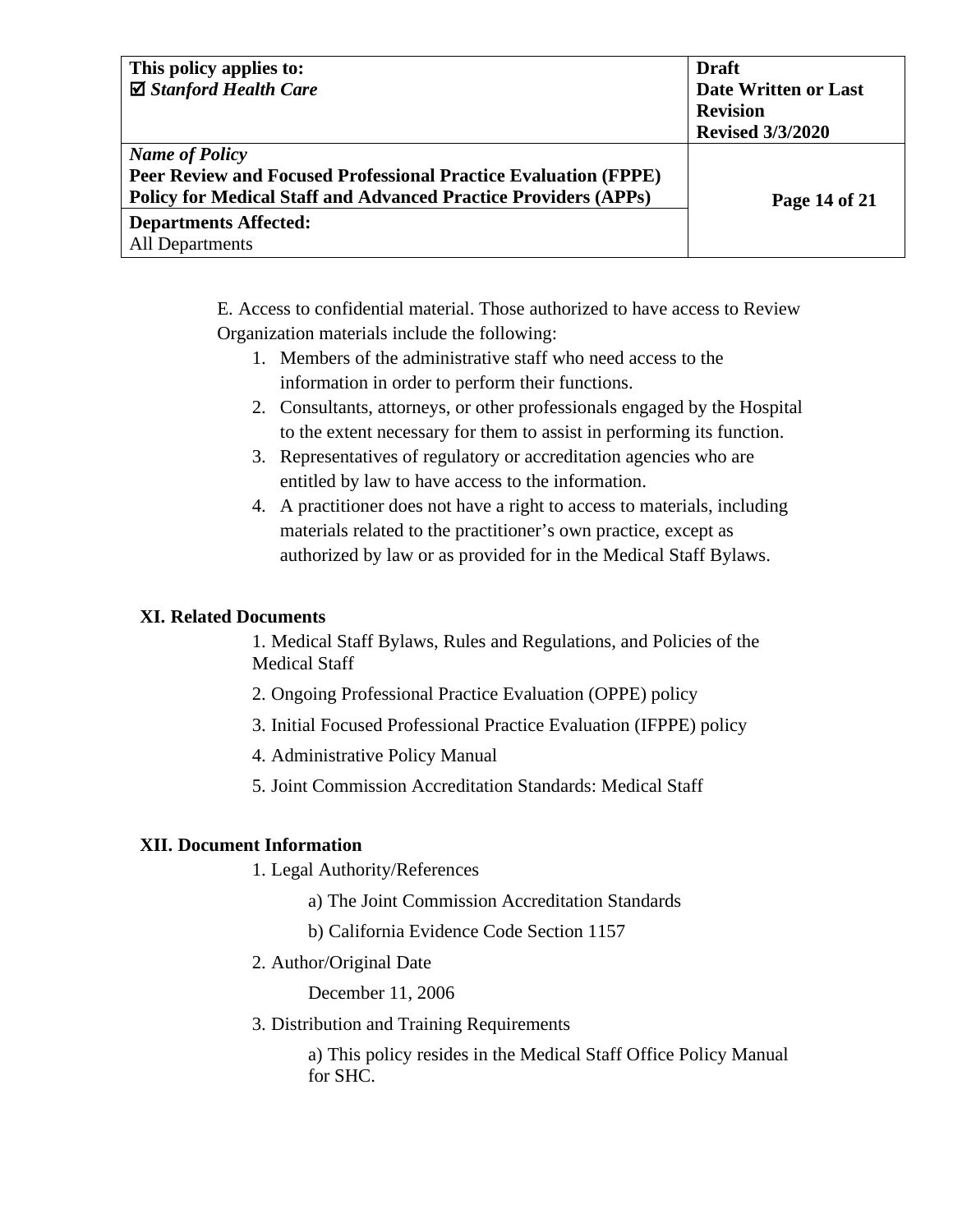E. Access to confidential material. Those authorized to have access to Review Organization materials include the following:

1. Members of the administrative staff who need access to the information in order to perform their functions.
2. Consultants, attorneys, or other professionals engaged by the Hospital to the extent necessary for them to assist in performing its function.
3. Representatives of regulatory or accreditation agencies who are entitled by law to have access to the information.
4. A practitioner does not have a right to access to materials, including materials related to the practitioner's own practice, except as authorized by law or as provided for in the Medical Staff Bylaws.

## XI. Related Documents

1. Medical Staff Bylaws, Rules and Regulations, and Policies of the Medical Staff
2. Ongoing Professional Practice Evaluation (OPPE) policy
3. Initial Focused Professional Practice Evaluation (IFPPE) policy
4. Administrative Policy Manual
5. Joint Commission Accreditation Standards: Medical Staff

## XII. Document Information

1. Legal Authority/References
   - a) The Joint Commission Accreditation Standards
   - b) California Evidence Code Section 1157
2. Author/Original Date

   December 11, 2006
3. Distribution and Training Requirements
   - a) This policy resides in the Medical Staff Office Policy Manual for SHC.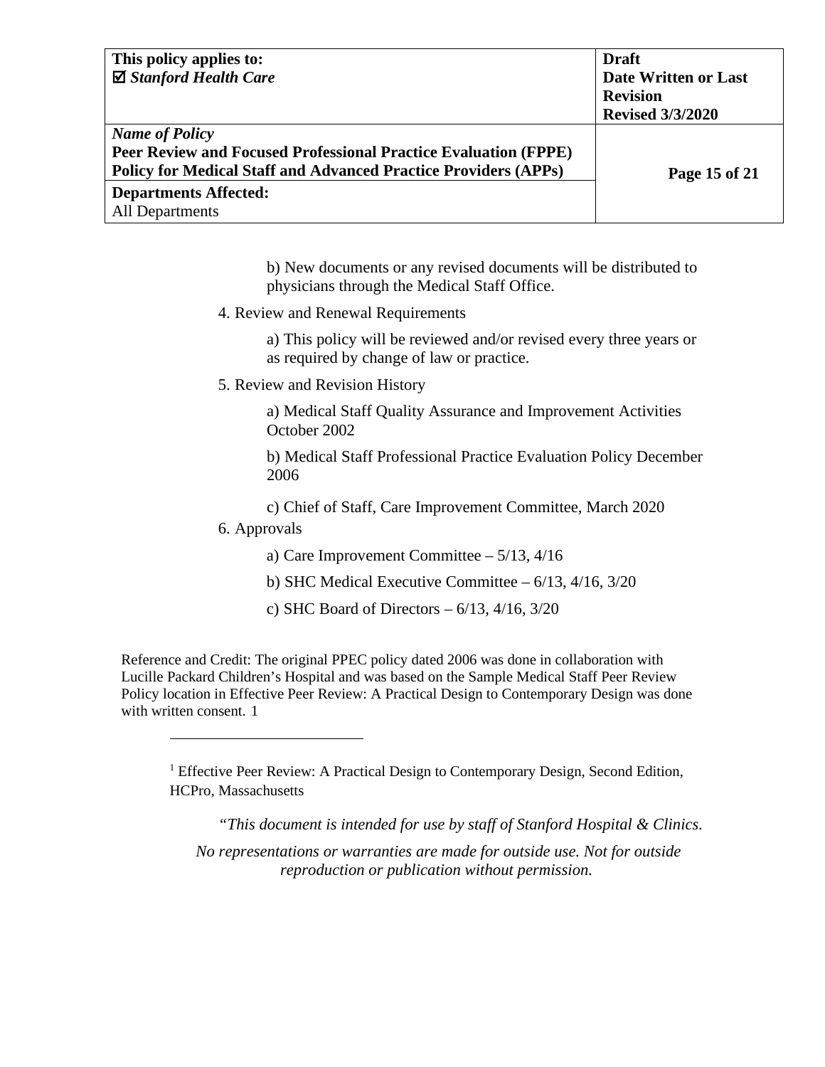b) New documents or any revised documents will be distributed to physicians through the Medical Staff Office.

4. Review and Renewal Requirements

   a) This policy will be reviewed and/or revised every three years or as required by change of law or practice.

5. Review and Revision History

   a) Medical Staff Quality Assurance and Improvement Activities October 2002

   b) Medical Staff Professional Practice Evaluation Policy December 2006

   c) Chief of Staff, Care Improvement Committee, March 2020

6. Approvals

   a) Care Improvement Committee – 5/13, 4/16

   b) SHC Medical Executive Committee – 6/13, 4/16, 3/20

   c) SHC Board of Directors – 6/13, 4/16, 3/20

Reference and Credit: The original PPEC policy dated 2006 was done in collaboration with Lucille Packard Children's Hospital and was based on the Sample Medical Staff Peer Review Policy location in Effective Peer Review: A Practical Design to Contemporary Design was done with written consent. [1]

---

[1] Effective Peer Review: A Practical Design to Contemporary Design, Second Edition, HCPro, Massachusetts

*"This document is intended for use by staff of Stanford Hospital & Clinics.*

*No representations or warranties are made for outside use. Not for outside reproduction or publication without permission.*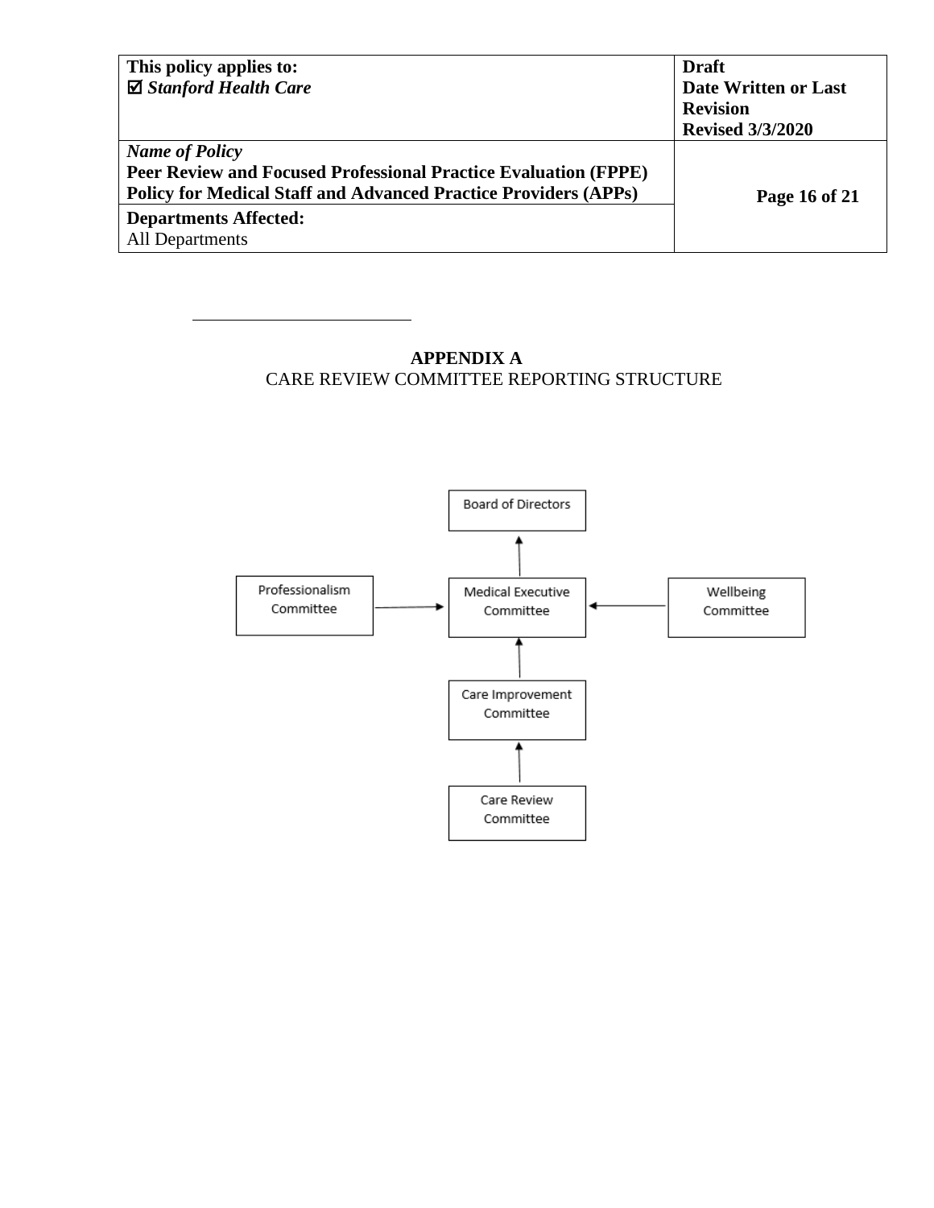## APPENDIX A

CARE REVIEW COMMITTEE REPORTING STRUCTURE

Board of Directors

Professionalism Committee

Medical Executive Committee

Wellbeing Committee

Care Improvement Committee

Care Review Committee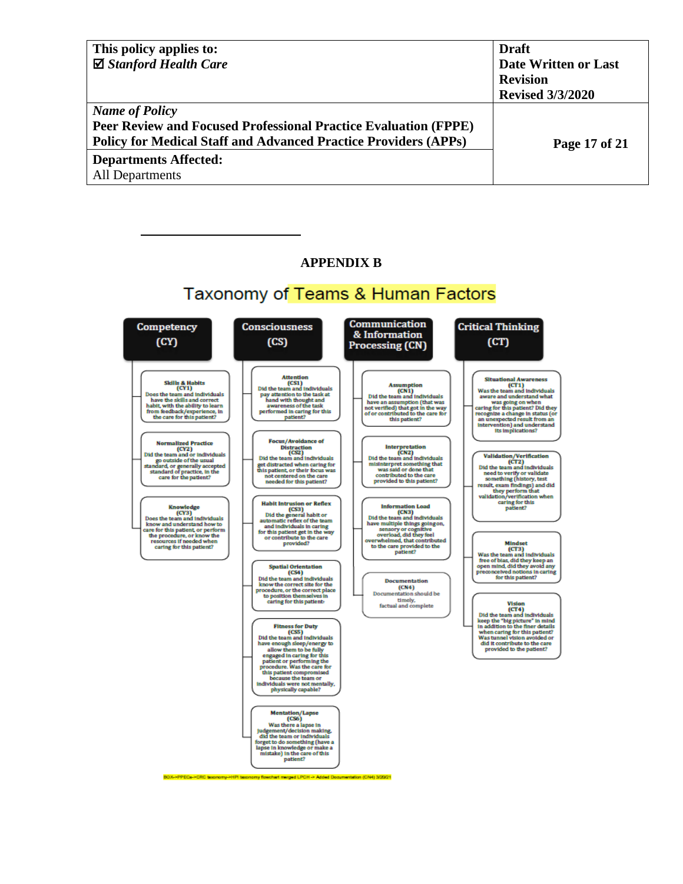## APPENDIX B

# Taxonomy of Teams & Human Factors

### Competency (CY)

**Skills & Habits (CY1)**
Does the team and individuals have the skills and correct habit, with the ability to learn from feedback/experience, in the care for this patient?

**Normalized Practice (CY2)**
Did the team and or individuals go outside of the usual standard, or generally accepted standard of practice, in the care for the patient?

**Knowledge (CY3)**
Does the team and individuals know and understand how to care for this patient, or perform the procedure, or know the resources if needed when caring for this patient?

### Consciousness (CS)

**Attention (CS1)**
Did the team and individuals pay attention to the task at hand with thought and awareness of the task performed in caring for this patient?

**Focus/Avoidance of Distraction (CS2)**
Did the team and individuals get distracted when caring for this patient, or their focus was not centered on the care needed for this patient?

**Habit Intrusion or Reflex (CS3)**
Did the general habit or automatic reflex of the team and individuals in caring for this patient get in the way or contribute to the care provided?

**Spatial Orientation (CS4)**
Did the team and individuals know the correct site for the procedure, or the correct place to position themselves in caring for this patient?

**Fitness for Duty (CS5)**
Did the team and individuals have enough sleep/energy to allow them to be fully engaged in caring for this patient or performing the procedure. Was the care for this patient compromised because the team or individuals were not mentally, physically capable?

**Mentation/Lapse (CS6)**
Was there a lapse in judgement/decision making, did the team or individuals forget to do something (have a lapse in knowledge or make a mistake) in the care of this patient?

### Communication & Information Processing (CN)

**Assumption (CN1)**
Did the team and individuals have an assumption (that was not verified) that got in the way of or contributed to the care for this patient?

**Interpretation (CN2)**
Did the team and individuals misinterpret something that was said or done that contributed to the care provided to this patient?

**Information Load (CN3)**
Did the team and individuals have multiple things going on, sensory or cognitive overload, did they feel overwhelmed, that contributed to the care provided to the patient?

**Documentation (CN4)**
Documentation should be timely, factual and complete

### Critical Thinking (CT)

**Situational Awareness (CT1)**
Was the team and individuals aware and understand what was going on when caring for this patient? Did they recognize a change in status (or an unexpected result from an intervention) and understand its implications?

**Validation/Verification (CT2)**
Did the team and individuals need to verify or validate something (history, test result, exam findings) and did they perform that validation/verification when caring for this patient?

**Mindset (CT3)**
Was the team and individuals free of bias, did they keep an open mind, did they avoid any preconceived notions in caring for this patient?

**Vision (CT4)**
Did the team and individuals keep the "big picture" in mind in addition to the finer details when caring for this patient? Was tunnel vision avoided or did it contribute to the care provided to the patient?

BOX->PPECs->CRC taxonomy->HPI taxonomy flowchart merged LPCH -> Added Documentation (CN4) 3/2021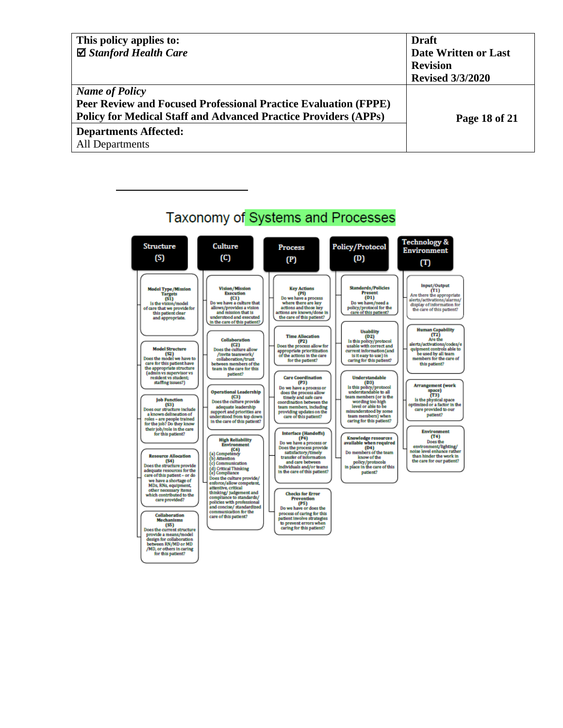# Taxonomy of Systems and Processes

## Structure (S)

**Model Type/Mission Targets (S1)**
Is the vision/model of care that we provide for this patient clear and appropriate.

**Model Structure (S2)**
Does the model we have to care for this patient have the appropriate structure (admin vs supervisor vs resident vs student; staffing issues?)

**Job Function (S3)**
Does our structure include a known delineation of roles – are people trained for the job? Do they know their job/role in the care for this patient?

**Resource Allocation (S4)**
Does the structure provide adequate resources for the care of this patient – or do we have a shortage of MDs, RNs, equipment, other necessary items which contributed to the care provided?

**Collaboration Mechanisms (S5)**
Does the current structure provide a means/model design for collaboration between RN/MD or MD /MD, or others in caring for this patient?

## Culture (C)

**Vision/Mission Execution (C1)**
Do we have a culture that allows/provides a vision and mission that is understood and executed in the care of this patient?

**Collaboration (C2)**
Does the culture allow /invite teamwork/ collaboration/trust between members of the team in the care for this patient?

**Operational Leadership (C3)**
Does the culture provide adequate leadership support and priorities are understood from top down in the care of this patient?

**High Reliability Environment (C4)**
(a) Competency
(b) Attention
(c) Communication
(d) Critical Thinking
(e) Compliance
Does the culture provide/ enforce/allow competent, attentive, critical thinking/ judgement and compliance to standards/ policies with professional and concise/ standardized communication for the care of this patient?

## Process (P)

**Key Actions (P1)**
Do we have a process where there are key actions and those key actions are known/done in the care of this patient?

**Time Allocation (P2)**
Does the process allow for appropriate prioritization of the actions in the care for the patient?

**Care Coordination (P3)**
Do we have a process or does the process allow timely and safe care coordination between the team members, including providing updates on the care of this patient?

**Interface (Handoffs) (P4)**
Do we have a process or Does the process provide satisfactory/timely transfer of information and care between individuals and/or teams in the care of this patient?

**Checks for Error Prevention (P5)**
Do we have or does the process of caring for this patient involve strategies to prevent errors when caring for this patient?

## Policy/Protocol (D)

**Standards/Policies Present (D1)**
Do we have/need a policy/protocol for the care of this patient?

**Usability (D2)**
Is this policy/protocol usable with correct and current information (and is it easy to use) in caring for this patient?

**Understandable (D3)**
Is this policy/protocol understandable to all team members (or is the wording too high level or able to be misunderstood by some team members) when caring for this patient?

**Knowledge resources available when required (D4)**
Do members of the team know of the policy/protocols in place in the care of this patient?

## Technology & Environment (T)

**Input/Output (T1)**
Are there the appropriate alerts/activations/alarms/ display of information for the care of this patient?

**Human Capability (T2)**
Are the alerts/activations/codes/equipment controls able to be used by all team members for the care of this patient?

**Arrangement (work space) (T3)**
Is the physical space optimized or a factor in the care provided to our patient?

**Environment (T4)**
Does the environment/lighting/ noise level enhance rather than hinder the work in the care for our patient?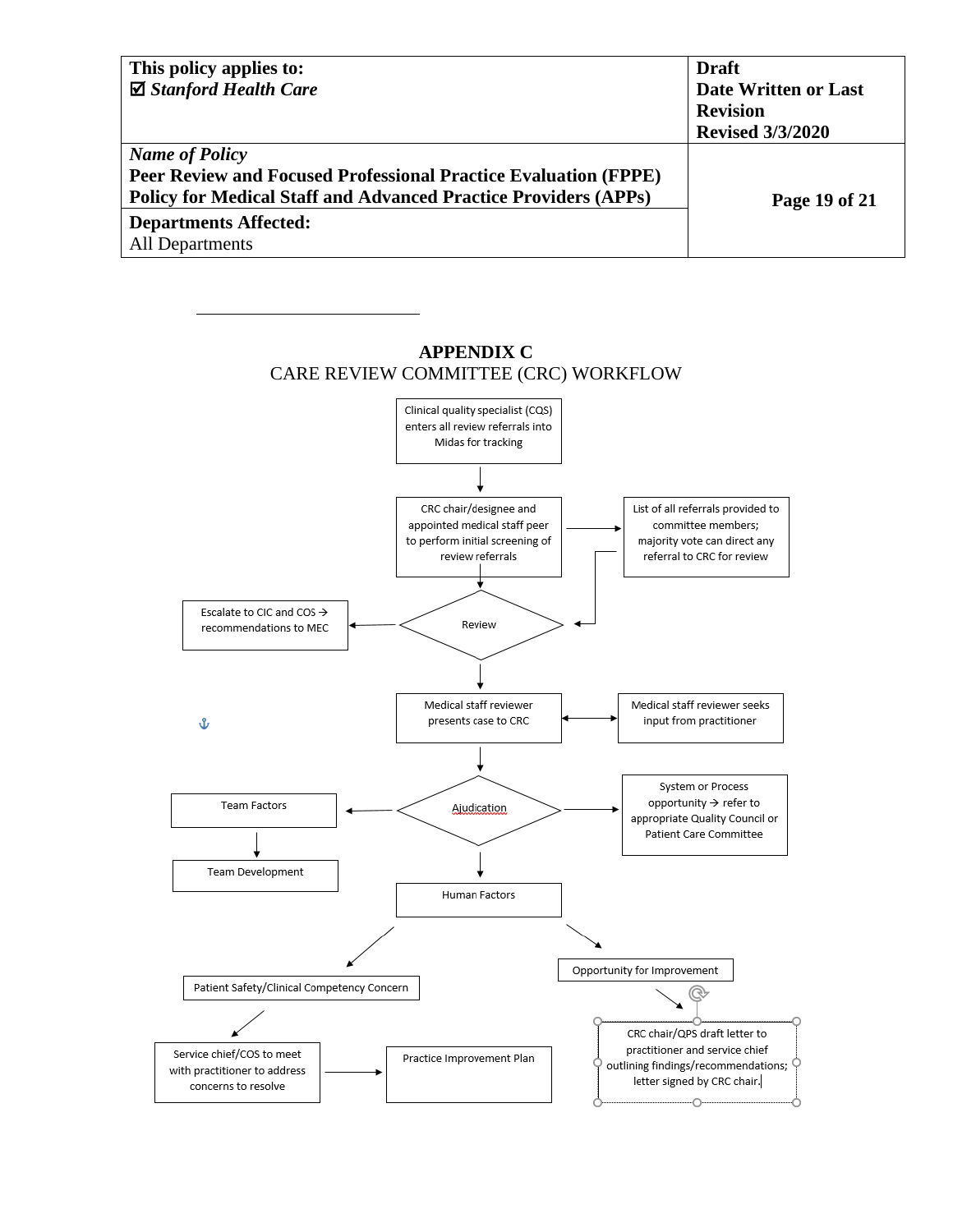## APPENDIX C

CARE REVIEW COMMITTEE (CRC) WORKFLOW

Clinical quality specialist (CQS) enters all review referrals into Midas for tracking

CRC chair/designee and appointed medical staff peer to perform initial screening of review referrals

List of all referrals provided to committee members; majority vote can direct any referral to CRC for review

Review

Escalate to CIC and COS → recommendations to MEC

Medical staff reviewer presents case to CRC

Medical staff reviewer seeks input from practitioner

Ajudication

Team Factors

Team Development

System or Process opportunity → refer to appropriate Quality Council or Patient Care Committee

Human Factors

Patient Safety/Clinical Competency Concern

Service chief/COS to meet with practitioner to address concerns to resolve

Practice Improvement Plan

Opportunity for Improvement

CRC chair/QPS draft letter to practitioner and service chief outlining findings/recommendations; letter signed by CRC chair.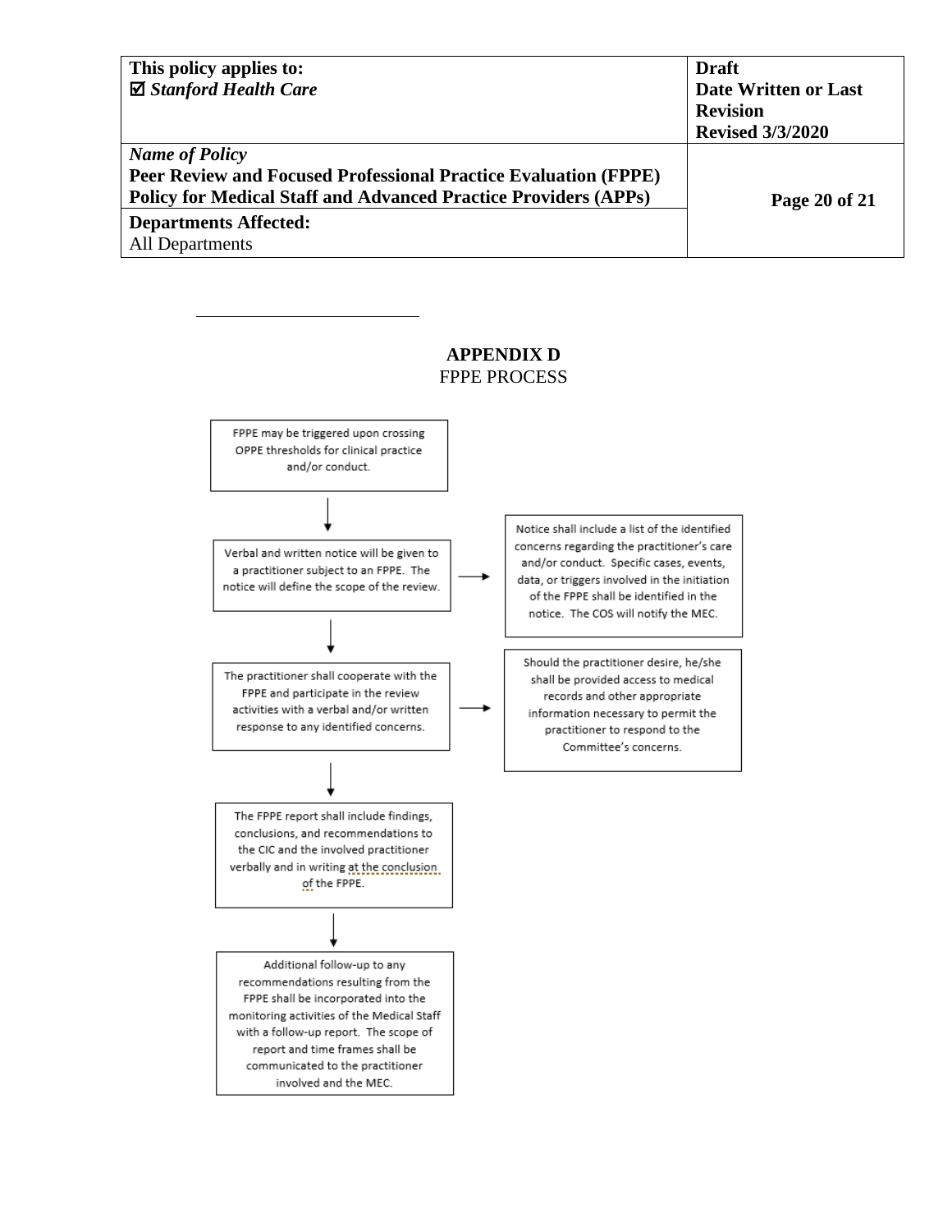## APPENDIX D

FPPE PROCESS

FPPE may be triggered upon crossing OPPE thresholds for clinical practice and/or conduct.

↓

Verbal and written notice will be given to a practitioner subject to an FPPE. The notice will define the scope of the review.

→ Notice shall include a list of the identified concerns regarding the practitioner's care and/or conduct. Specific cases, events, data, or triggers involved in the initiation of the FPPE shall be identified in the notice. The COS will notify the MEC.

↓

The practitioner shall cooperate with the FPPE and participate in the review activities with a verbal and/or written response to any identified concerns.

→ Should the practitioner desire, he/she shall be provided access to medical records and other appropriate information necessary to permit the practitioner to respond to the Committee's concerns.

↓

The FPPE report shall include findings, conclusions, and recommendations to the CIC and the involved practitioner verbally and in writing at the conclusion of the FPPE.

↓

Additional follow-up to any recommendations resulting from the FPPE shall be incorporated into the monitoring activities of the Medical Staff with a follow-up report. The scope of report and time frames shall be communicated to the practitioner involved and the MEC.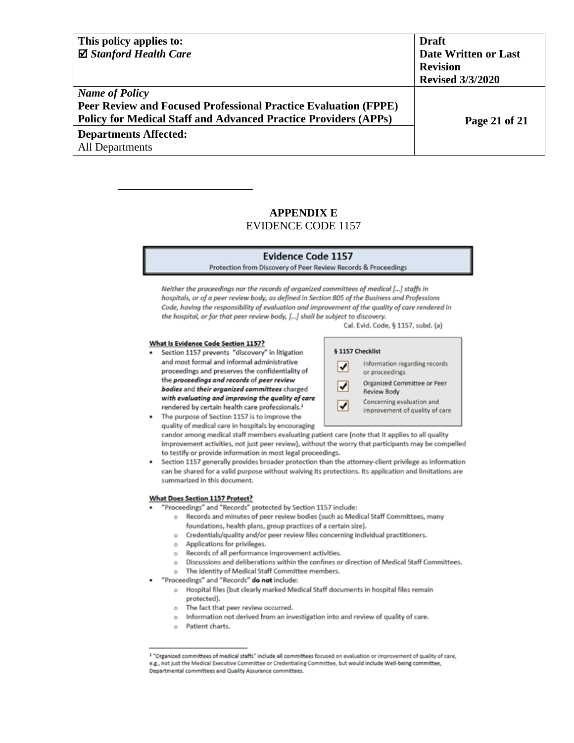# APPENDIX E

EVIDENCE CODE 1157

## Evidence Code 1157

Protection from Discovery of Peer Review Records & Proceedings

*Neither the proceedings nor the records of organized committees of medical [...] staffs in hospitals, or of a peer review body, as defined in Section 805 of the Business and Professions Code, having the responsibility of evaluation and improvement of the quality of care rendered in the hospital, or for that peer review body, [...] shall be subject to discovery.*

Cal. Evid. Code, § 1157, subd. (a)

**§ 1157 Checklist**

- ☑ Information regarding records or proceedings
- ☑ Organized Committee or Peer Review Body
- ☑ Concerning evaluation and improvement of quality of care

**What Is Evidence Code Section 1157?**

- Section 1157 prevents "discovery" in litigation and most formal and informal administrative proceedings and preserves the confidentiality of the ***proceedings and records*** of ***peer review bodies*** and ***their organized committees*** charged ***with evaluating and improving the quality of care*** rendered by certain health care professionals.[1]
- The purpose of Section 1157 is to improve the quality of medical care in hospitals by encouraging candor among medical staff members evaluating patient care (note that it applies to all quality improvement activities, not just peer review), without the worry that participants may be compelled to testify or provide information in most legal proceedings.
- Section 1157 generally provides broader protection than the attorney-client privilege as information can be shared for a valid purpose without waiving its protections. Its application and limitations are summarized in this document.

**What Does Section 1157 Protect?**

- "Proceedings" and "Records" protected by Section 1157 include:
  - Records and minutes of peer review bodies (such as Medical Staff Committees, many foundations, health plans, group practices of a certain size).
  - Credentials/quality and/or peer review files concerning individual practitioners.
  - Applications for privileges.
  - Records of all performance improvement activities.
  - Discussions and deliberations within the confines or direction of Medical Staff Committees.
  - The identity of Medical Staff Committee members.
- "Proceedings" and "Records" **do not** include:
  - Hospital files (but clearly marked Medical Staff documents in hospital files remain protected).
  - The fact that peer review occurred.
  - Information not derived from an investigation into and review of quality of care.
  - Patient charts.

[1] "Organized committees of medical staffs" include all committees focused on evaluation or improvement of quality of care, e.g., not just the Medical Executive Committee or Credentialing Committee, but would include Well-being committee, Departmental committees and Quality Assurance committees.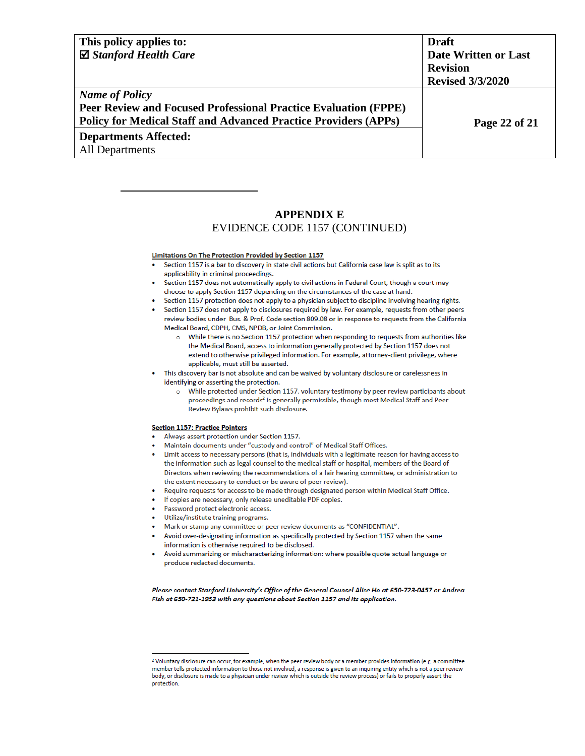## APPENDIX E

EVIDENCE CODE 1157 (CONTINUED)

**Limitations On The Protection Provided by Section 1157**

- Section 1157 is a bar to discovery in state civil actions but California case law is split as to its applicability in criminal proceedings.
- Section 1157 does not automatically apply to civil actions in Federal Court, though a court may choose to apply Section 1157 depending on the circumstances of the case at hand.
- Section 1157 protection does not apply to a physician subject to discipline involving hearing rights.
- Section 1157 does not apply to disclosures required by law. For example, requests from other peers review bodies under Bus. & Prof. Code section 809.08 or in response to requests from the California Medical Board, CDPH, CMS, NPDB, or Joint Commission.
  - While there is no Section 1157 protection when responding to requests from authorities like the Medical Board, access to information generally protected by Section 1157 does not extend to otherwise privileged information. For example, attorney-client privilege, where applicable, must still be asserted.
- This discovery bar is not absolute and can be waived by voluntary disclosure or carelessness in identifying or asserting the protection.
  - While protected under Section 1157, voluntary testimony by peer review participants about proceedings and records[2] is generally permissible, though most Medical Staff and Peer Review Bylaws prohibit such disclosure.

**Section 1157: Practice Pointers**

- Always assert protection under Section 1157.
- Maintain documents under "custody and control" of Medical Staff Offices.
- Limit access to necessary persons (that is, individuals with a legitimate reason for having access to the information such as legal counsel to the medical staff or hospital, members of the Board of Directors when reviewing the recommendations of a fair hearing committee, or administration to the extent necessary to conduct or be aware of peer review).
- Require requests for access to be made through designated person within Medical Staff Office.
- If copies are necessary, only release uneditable PDF copies.
- Password protect electronic access.
- Utilize/institute training programs.
- Mark or stamp any committee or peer review documents as "CONFIDENTIAL".
- Avoid over-designating information as specifically protected by Section 1157 when the same information is otherwise required to be disclosed.
- Avoid summarizing or mischaracterizing information: where possible quote actual language or produce redacted documents.

***Please contact Stanford University's Office of the General Counsel Alice Ho at 650-723-0457 or Andrea Fish at 650-721-1953 with any questions about Section 1157 and its application.***

---

[2] Voluntary disclosure can occur, for example, when the peer review body or a member provides information (e.g. a committee member tells protected information to those not involved, a response is given to an inquiring entity which is not a peer review body, or disclosure is made to a physician under review which is outside the review process) or fails to properly assert the protection.